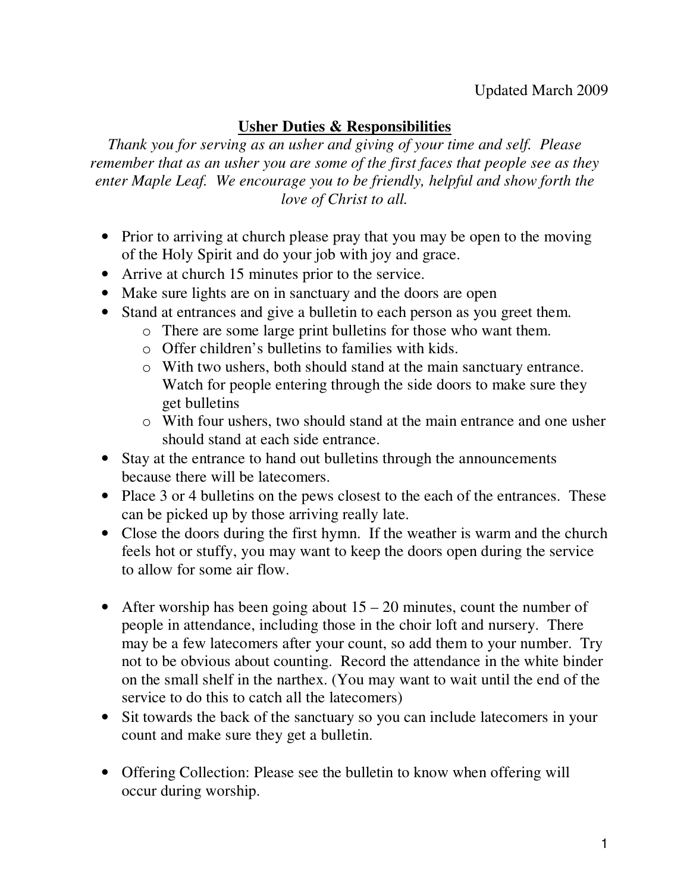Updated March 2009

# Usher Duties & Responsibilities

*Thank you for serving as an usher and giving of your time and self. Please remember that as an usher you are some of the first faces that people see as they enter Maple Leaf. We encourage you to be friendly, helpful and show forth the love of Christ to all.*

- Prior to arriving at church please pray that you may be open to the moving of the Holy Spirit and do your job with joy and grace.
- Arrive at church 15 minutes prior to the service.
- Make sure lights are on in sanctuary and the doors are open
- Stand at entrances and give a bulletin to each person as you greet them.
  - There are some large print bulletins for those who want them.
  - Offer children's bulletins to families with kids.
  - With two ushers, both should stand at the main sanctuary entrance. Watch for people entering through the side doors to make sure they get bulletins
  - With four ushers, two should stand at the main entrance and one usher should stand at each side entrance.
- Stay at the entrance to hand out bulletins through the announcements because there will be latecomers.
- Place 3 or 4 bulletins on the pews closest to the each of the entrances. These can be picked up by those arriving really late.
- Close the doors during the first hymn. If the weather is warm and the church feels hot or stuffy, you may want to keep the doors open during the service to allow for some air flow.

- After worship has been going about 15 – 20 minutes, count the number of people in attendance, including those in the choir loft and nursery. There may be a few latecomers after your count, so add them to your number. Try not to be obvious about counting. Record the attendance in the white binder on the small shelf in the narthex. (You may want to wait until the end of the service to do this to catch all the latecomers)
- Sit towards the back of the sanctuary so you can include latecomers in your count and make sure they get a bulletin.

- Offering Collection: Please see the bulletin to know when offering will occur during worship.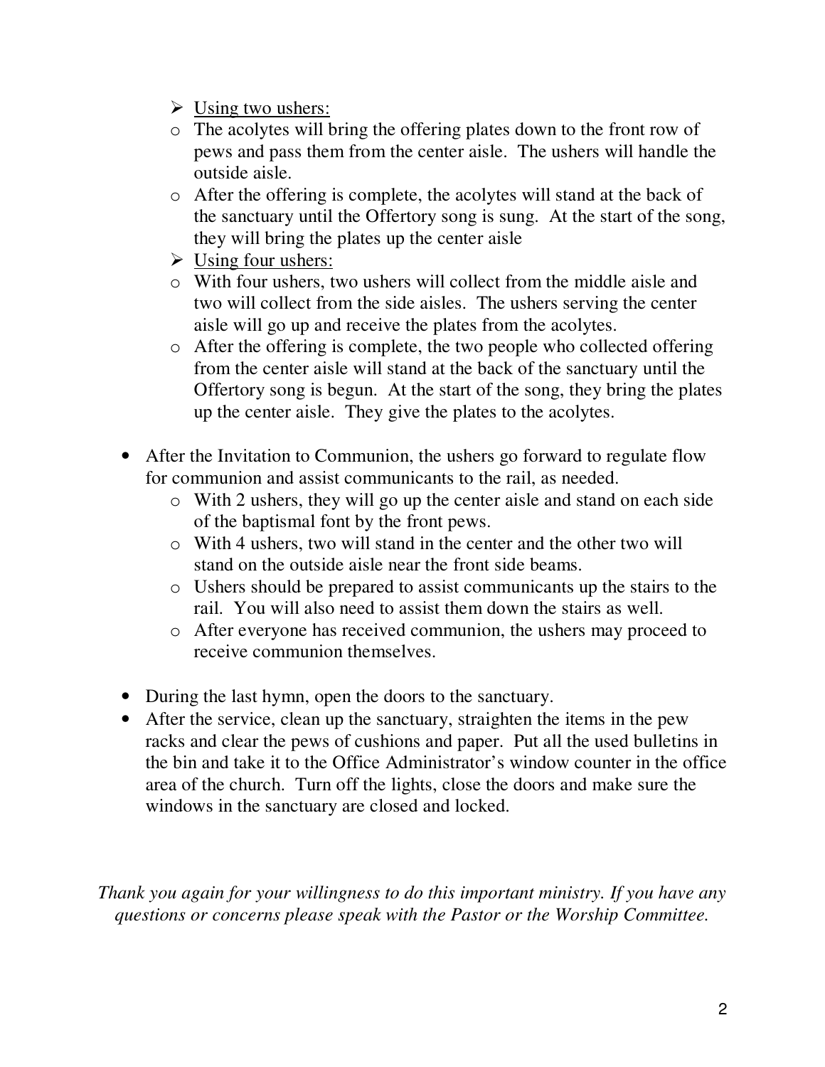- <u>Using two ushers:</u>
  - The acolytes will bring the offering plates down to the front row of pews and pass them from the center aisle. The ushers will handle the outside aisle.
  - After the offering is complete, the acolytes will stand at the back of the sanctuary until the Offertory song is sung. At the start of the song, they will bring the plates up the center aisle
- <u>Using four ushers:</u>
  - With four ushers, two ushers will collect from the middle aisle and two will collect from the side aisles. The ushers serving the center aisle will go up and receive the plates from the acolytes.
  - After the offering is complete, the two people who collected offering from the center aisle will stand at the back of the sanctuary until the Offertory song is begun. At the start of the song, they bring the plates up the center aisle. They give the plates to the acolytes.

- After the Invitation to Communion, the ushers go forward to regulate flow for communion and assist communicants to the rail, as needed.
  - With 2 ushers, they will go up the center aisle and stand on each side of the baptismal font by the front pews.
  - With 4 ushers, two will stand in the center and the other two will stand on the outside aisle near the front side beams.
  - Ushers should be prepared to assist communicants up the stairs to the rail. You will also need to assist them down the stairs as well.
  - After everyone has received communion, the ushers may proceed to receive communion themselves.

- During the last hymn, open the doors to the sanctuary.
- After the service, clean up the sanctuary, straighten the items in the pew racks and clear the pews of cushions and paper. Put all the used bulletins in the bin and take it to the Office Administrator's window counter in the office area of the church. Turn off the lights, close the doors and make sure the windows in the sanctuary are closed and locked.

*Thank you again for your willingness to do this important ministry. If you have any questions or concerns please speak with the Pastor or the Worship Committee.*